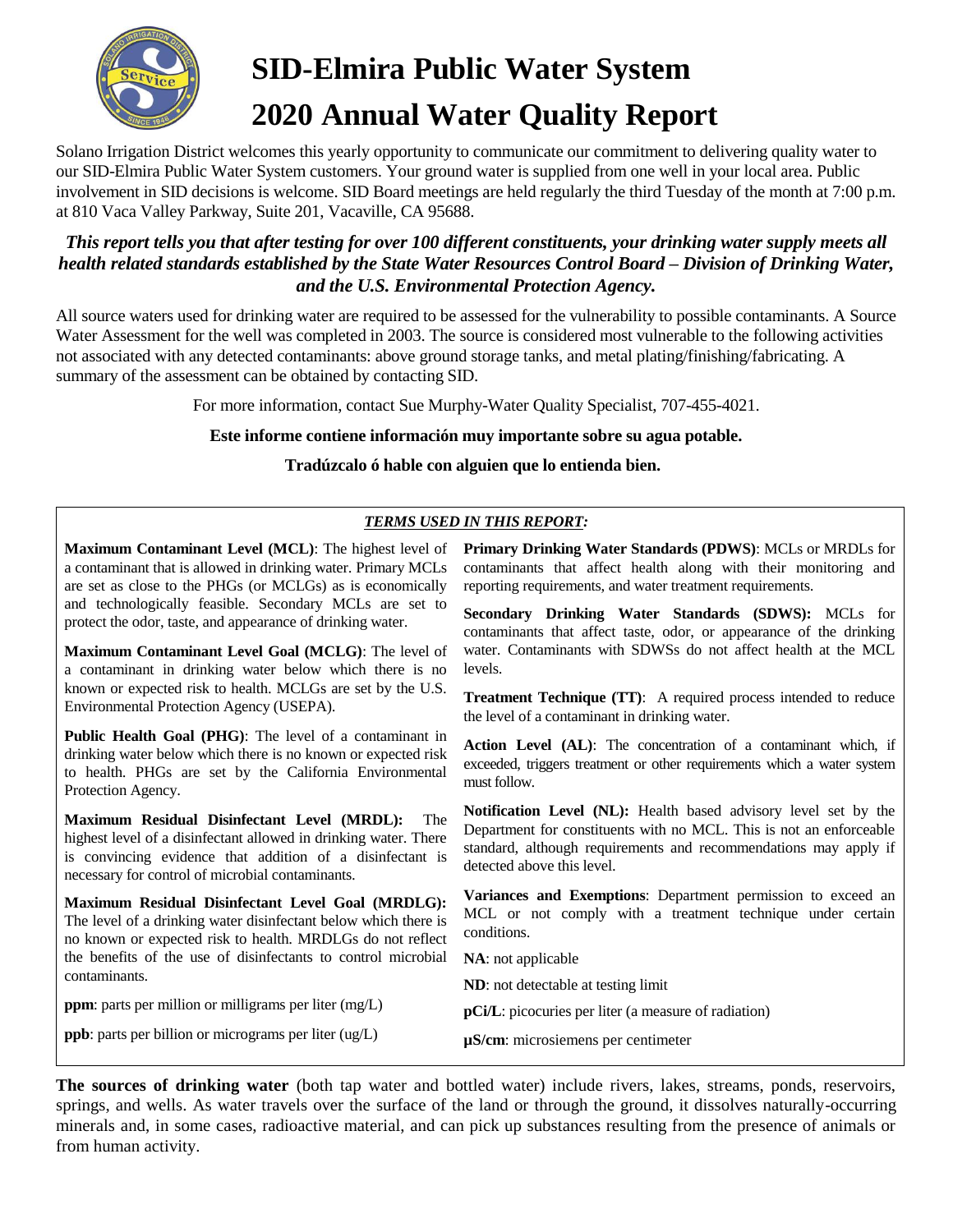# SID-Elmira Public Water System

# 2020 Annual Water Quality Report

Solano Irrigation District welcomes this yearly opportunity to communicate our commitment to delivering quality water to our SID-Elmira Public Water System customers. Your ground water is supplied from one well in your local area. Public involvement in SID decisions is welcome. SID Board meetings are held regularly the third Tuesday of the month at 7:00 p.m. at 810 Vaca Valley Parkway, Suite 201, Vacaville, CA 95688.

***This report tells you that after testing for over 100 different constituents, your drinking water supply meets all health related standards established by the State Water Resources Control Board – Division of Drinking Water, and the U.S. Environmental Protection Agency.***

All source waters used for drinking water are required to be assessed for the vulnerability to possible contaminants. A Source Water Assessment for the well was completed in 2003. The source is considered most vulnerable to the following activities not associated with any detected contaminants: above ground storage tanks, and metal plating/finishing/fabricating. A summary of the assessment can be obtained by contacting SID.

For more information, contact Sue Murphy-Water Quality Specialist, 707-455-4021.

**Este informe contiene información muy importante sobre su agua potable.**

**Tradúzcalo ó hable con alguien que lo entienda bien.**

***TERMS USED IN THIS REPORT:***

**Maximum Contaminant Level (MCL)**: The highest level of a contaminant that is allowed in drinking water. Primary MCLs are set as close to the PHGs (or MCLGs) as is economically and technologically feasible. Secondary MCLs are set to protect the odor, taste, and appearance of drinking water.

**Maximum Contaminant Level Goal (MCLG)**: The level of a contaminant in drinking water below which there is no known or expected risk to health. MCLGs are set by the U.S. Environmental Protection Agency (USEPA).

**Public Health Goal (PHG)**: The level of a contaminant in drinking water below which there is no known or expected risk to health. PHGs are set by the California Environmental Protection Agency.

**Maximum Residual Disinfectant Level (MRDL):** The highest level of a disinfectant allowed in drinking water. There is convincing evidence that addition of a disinfectant is necessary for control of microbial contaminants.

**Maximum Residual Disinfectant Level Goal (MRDLG):** The level of a drinking water disinfectant below which there is no known or expected risk to health. MRDLGs do not reflect the benefits of the use of disinfectants to control microbial contaminants.

**ppm**: parts per million or milligrams per liter (mg/L)

**ppb**: parts per billion or micrograms per liter (ug/L)

**Primary Drinking Water Standards (PDWS)**: MCLs or MRDLs for contaminants that affect health along with their monitoring and reporting requirements, and water treatment requirements.

**Secondary Drinking Water Standards (SDWS):** MCLs for contaminants that affect taste, odor, or appearance of the drinking water. Contaminants with SDWSs do not affect health at the MCL levels.

**Treatment Technique (TT)**: A required process intended to reduce the level of a contaminant in drinking water.

**Action Level (AL)**: The concentration of a contaminant which, if exceeded, triggers treatment or other requirements which a water system must follow.

**Notification Level (NL):** Health based advisory level set by the Department for constituents with no MCL. This is not an enforceable standard, although requirements and recommendations may apply if detected above this level.

**Variances and Exemptions**: Department permission to exceed an MCL or not comply with a treatment technique under certain conditions.

**NA**: not applicable

**ND**: not detectable at testing limit

**pCi/L**: picocuries per liter (a measure of radiation)

**µS/cm**: microsiemens per centimeter

**The sources of drinking water** (both tap water and bottled water) include rivers, lakes, streams, ponds, reservoirs, springs, and wells. As water travels over the surface of the land or through the ground, it dissolves naturally-occurring minerals and, in some cases, radioactive material, and can pick up substances resulting from the presence of animals or from human activity.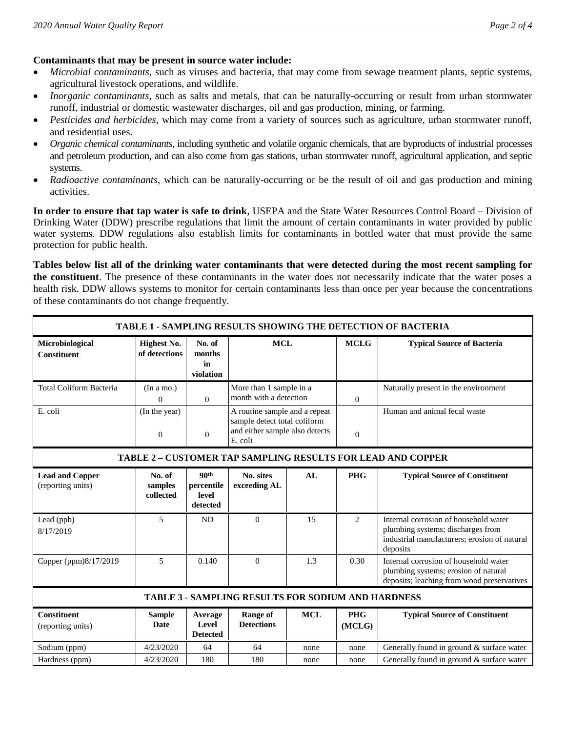**Contaminants that may be present in source water include:**

- *Microbial contaminants*, such as viruses and bacteria, that may come from sewage treatment plants, septic systems, agricultural livestock operations, and wildlife.
- *Inorganic contaminants*, such as salts and metals, that can be naturally-occurring or result from urban stormwater runoff, industrial or domestic wastewater discharges, oil and gas production, mining, or farming.
- *Pesticides and herbicides*, which may come from a variety of sources such as agriculture, urban stormwater runoff, and residential uses.
- *Organic chemical contaminants*, including synthetic and volatile organic chemicals, that are byproducts of industrial processes and petroleum production, and can also come from gas stations, urban stormwater runoff, agricultural application, and septic systems.
- *Radioactive contaminants*, which can be naturally-occurring or be the result of oil and gas production and mining activities.

**In order to ensure that tap water is safe to drink**, USEPA and the State Water Resources Control Board – Division of Drinking Water (DDW) prescribe regulations that limit the amount of certain contaminants in water provided by public water systems. DDW regulations also establish limits for contaminants in bottled water that must provide the same protection for public health.

**Tables below list all of the drinking water contaminants that were detected during the most recent sampling for the constituent**. The presence of these contaminants in the water does not necessarily indicate that the water poses a health risk. DDW allows systems to monitor for certain contaminants less than once per year because the concentrations of these contaminants do not change frequently.

**TABLE 1 - SAMPLING RESULTS SHOWING THE DETECTION OF BACTERIA**

| Microbiological Constituent | Highest No. of detections | No. of months in violation | MCL | MCLG | Typical Source of Bacteria |
|---|---|---|---|---|---|
| Total Coliform Bacteria | (In a mo.) 0 | 0 | More than 1 sample in a month with a detection | 0 | Naturally present in the environment |
| E. coli | (In the year) 0 | 0 | A routine sample and a repeat sample detect total coliform and either sample also detects E. coli | 0 | Human and animal fecal waste |

**TABLE 2 – CUSTOMER TAP SAMPLING RESULTS FOR LEAD AND COPPER**

| Lead and Copper (reporting units) | No. of samples collected | 90th percentile level detected | No. sites exceeding AL | AL | PHG | Typical Source of Constituent |
|---|---|---|---|---|---|---|
| Lead (ppb) 8/17/2019 | 5 | ND | 0 | 15 | 2 | Internal corrosion of household water plumbing systems; discharges from industrial manufacturers; erosion of natural deposits |
| Copper (ppm)8/17/2019 | 5 | 0.140 | 0 | 1.3 | 0.30 | Internal corrosion of household water plumbing systems; erosion of natural deposits; leaching from wood preservatives |

**TABLE 3 - SAMPLING RESULTS FOR SODIUM AND HARDNESS**

| Constituent (reporting units) | Sample Date | Average Level Detected | Range of Detections | MCL | PHG (MCLG) | Typical Source of Constituent |
|---|---|---|---|---|---|---|
| Sodium (ppm) | 4/23/2020 | 64 | 64 | none | none | Generally found in ground & surface water |
| Hardness (ppm) | 4/23/2020 | 180 | 180 | none | none | Generally found in ground & surface water |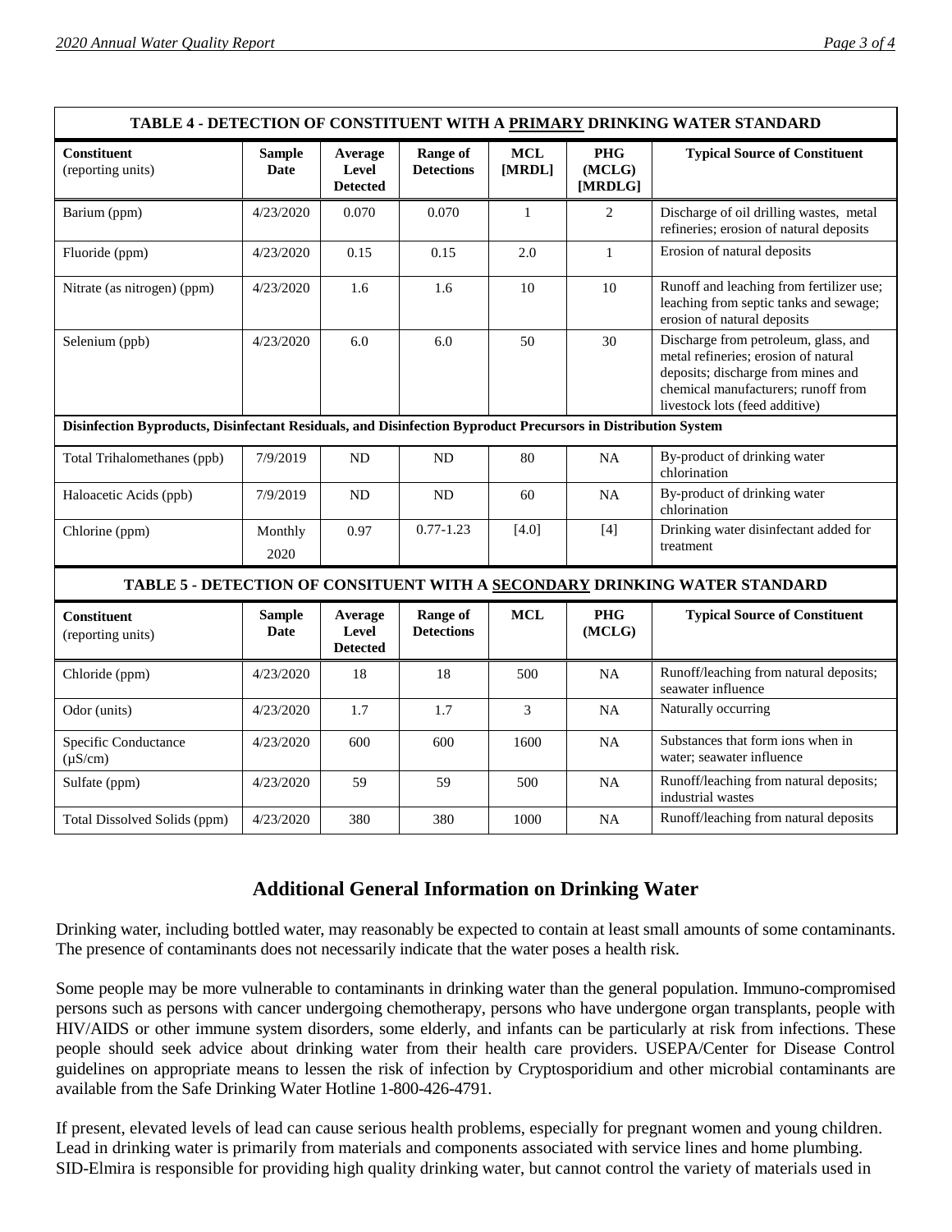| TABLE 4 - DETECTION OF CONSTITUENT WITH A PRIMARY DRINKING WATER STANDARD | | | | | | |
|---|---|---|---|---|---|---|
| **Constituent** (reporting units) | **Sample Date** | **Average Level Detected** | **Range of Detections** | **MCL [MRDL]** | **PHG (MCLG) [MRDLG]** | **Typical Source of Constituent** |
| Barium (ppm) | 4/23/2020 | 0.070 | 0.070 | 1 | 2 | Discharge of oil drilling wastes, metal refineries; erosion of natural deposits |
| Fluoride (ppm) | 4/23/2020 | 0.15 | 0.15 | 2.0 | 1 | Erosion of natural deposits |
| Nitrate (as nitrogen) (ppm) | 4/23/2020 | 1.6 | 1.6 | 10 | 10 | Runoff and leaching from fertilizer use; leaching from septic tanks and sewage; erosion of natural deposits |
| Selenium (ppb) | 4/23/2020 | 6.0 | 6.0 | 50 | 30 | Discharge from petroleum, glass, and metal refineries; erosion of natural deposits; discharge from mines and chemical manufacturers; runoff from livestock lots (feed additive) |
| **Disinfection Byproducts, Disinfectant Residuals, and Disinfection Byproduct Precursors in Distribution System** | | | | | | |
| Total Trihalomethanes (ppb) | 7/9/2019 | ND | ND | 80 | NA | By-product of drinking water chlorination |
| Haloacetic Acids (ppb) | 7/9/2019 | ND | ND | 60 | NA | By-product of drinking water chlorination |
| Chlorine (ppm) | Monthly 2020 | 0.97 | 0.77-1.23 | [4.0] | [4] | Drinking water disinfectant added for treatment |

| TABLE 5 - DETECTION OF CONSITUENT WITH A SECONDARY DRINKING WATER STANDARD | | | | | | |
|---|---|---|---|---|---|---|
| **Constituent** (reporting units) | **Sample Date** | **Average Level Detected** | **Range of Detections** | **MCL** | **PHG (MCLG)** | **Typical Source of Constituent** |
| Chloride (ppm) | 4/23/2020 | 18 | 18 | 500 | NA | Runoff/leaching from natural deposits; seawater influence |
| Odor (units) | 4/23/2020 | 1.7 | 1.7 | 3 | NA | Naturally occurring |
| Specific Conductance (μS/cm) | 4/23/2020 | 600 | 600 | 1600 | NA | Substances that form ions when in water; seawater influence |
| Sulfate (ppm) | 4/23/2020 | 59 | 59 | 500 | NA | Runoff/leaching from natural deposits; industrial wastes |
| Total Dissolved Solids (ppm) | 4/23/2020 | 380 | 380 | 1000 | NA | Runoff/leaching from natural deposits |

## Additional General Information on Drinking Water

Drinking water, including bottled water, may reasonably be expected to contain at least small amounts of some contaminants. The presence of contaminants does not necessarily indicate that the water poses a health risk.

Some people may be more vulnerable to contaminants in drinking water than the general population. Immuno-compromised persons such as persons with cancer undergoing chemotherapy, persons who have undergone organ transplants, people with HIV/AIDS or other immune system disorders, some elderly, and infants can be particularly at risk from infections. These people should seek advice about drinking water from their health care providers. USEPA/Center for Disease Control guidelines on appropriate means to lessen the risk of infection by Cryptosporidium and other microbial contaminants are available from the Safe Drinking Water Hotline 1-800-426-4791.

If present, elevated levels of lead can cause serious health problems, especially for pregnant women and young children. Lead in drinking water is primarily from materials and components associated with service lines and home plumbing. SID-Elmira is responsible for providing high quality drinking water, but cannot control the variety of materials used in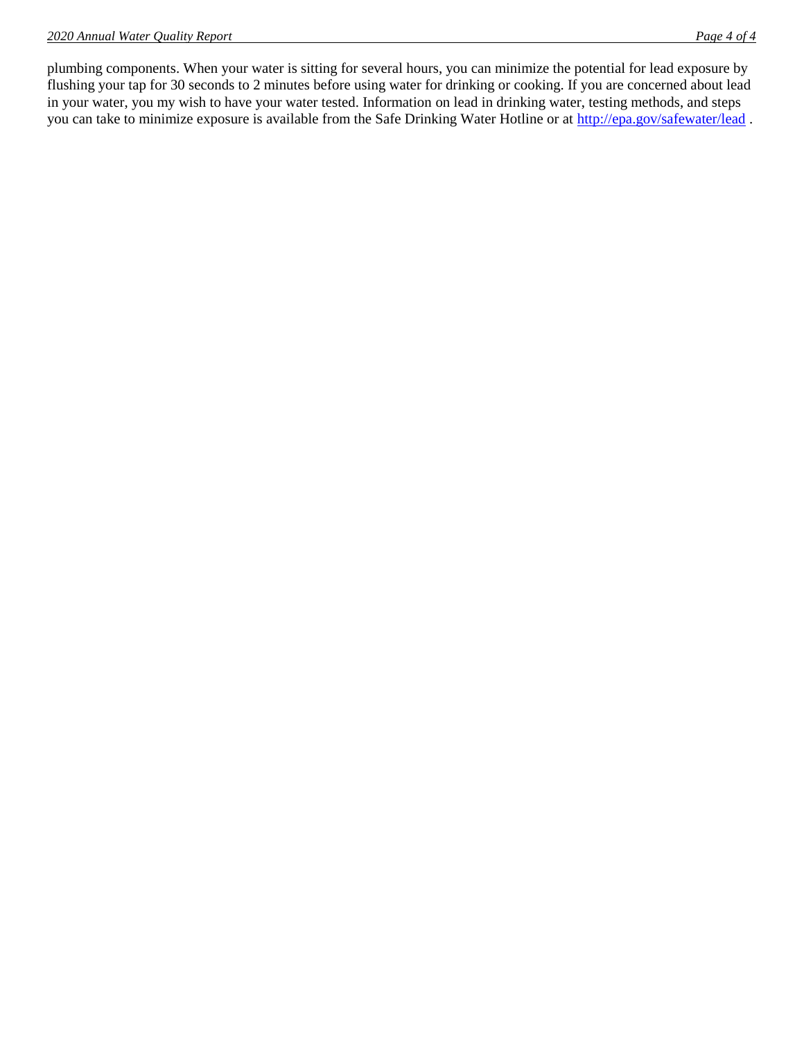plumbing components. When your water is sitting for several hours, you can minimize the potential for lead exposure by flushing your tap for 30 seconds to 2 minutes before using water for drinking or cooking. If you are concerned about lead in your water, you my wish to have your water tested. Information on lead in drinking water, testing methods, and steps you can take to minimize exposure is available from the Safe Drinking Water Hotline or at http://epa.gov/safewater/lead .